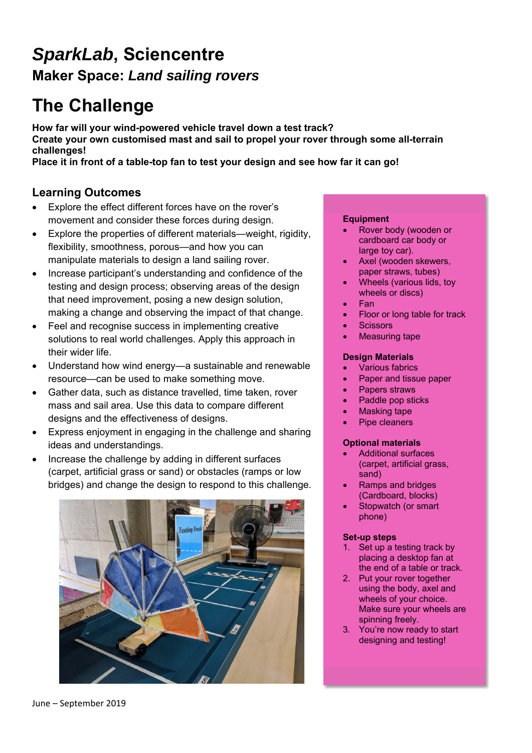# *SparkLab*, Sciencentre

## Maker Space: *Land sailing rovers*

# The Challenge

**How far will your wind-powered vehicle travel down a test track?**
**Create your own customised mast and sail to propel your rover through some all-terrain challenges!**
**Place it in front of a table-top fan to test your design and see how far it can go!**

## Learning Outcomes

- Explore the effect different forces have on the rover's movement and consider these forces during design.
- Explore the properties of different materials—weight, rigidity, flexibility, smoothness, porous—and how you can manipulate materials to design a land sailing rover.
- Increase participant's understanding and confidence of the testing and design process; observing areas of the design that need improvement, posing a new design solution, making a change and observing the impact of that change.
- Feel and recognise success in implementing creative solutions to real world challenges. Apply this approach in their wider life.
- Understand how wind energy—a sustainable and renewable resource—can be used to make something move.
- Gather data, such as distance travelled, time taken, rover mass and sail area. Use this data to compare different designs and the effectiveness of designs.
- Express enjoyment in engaging in the challenge and sharing ideas and understandings.
- Increase the challenge by adding in different surfaces (carpet, artificial grass or sand) or obstacles (ramps or low bridges) and change the design to respond to this challenge.

**Equipment**

- Rover body (wooden or cardboard car body or large toy car).
- Axel (wooden skewers, paper straws, tubes)
- Wheels (various lids, toy wheels or discs)
- Fan
- Floor or long table for track
- Scissors
- Measuring tape

**Design Materials**

- Various fabrics
- Paper and tissue paper
- Papers straws
- Paddle pop sticks
- Masking tape
- Pipe cleaners

**Optional materials**

- Additional surfaces (carpet, artificial grass, sand)
- Ramps and bridges (Cardboard, blocks)
- Stopwatch (or smart phone)

**Set-up steps**

1. Set up a testing track by placing a desktop fan at the end of a table or track.
2. Put your rover together using the body, axel and wheels of your choice. Make sure your wheels are spinning freely.
3. You're now ready to start designing and testing!

June – September 2019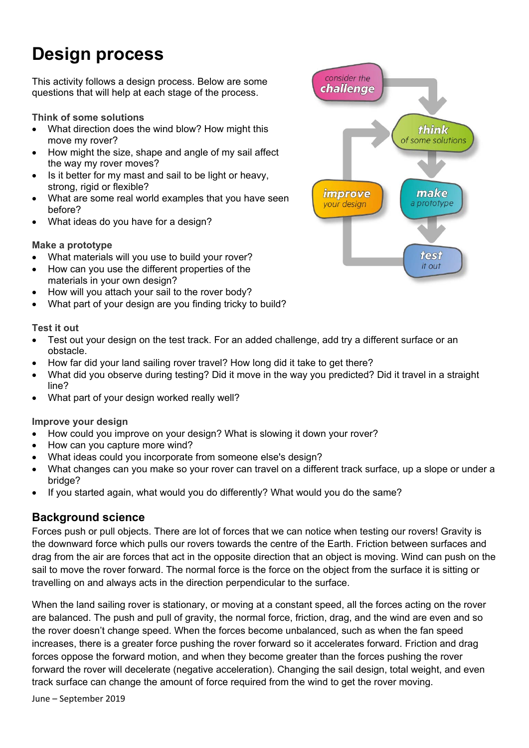# Design process

This activity follows a design process. Below are some questions that will help at each stage of the process.

consider the challenge

think of some solutions

make a prototype

test it out

improve your design

### Think of some solutions

- What direction does the wind blow? How might this move my rover?
- How might the size, shape and angle of my sail affect the way my rover moves?
- Is it better for my mast and sail to be light or heavy, strong, rigid or flexible?
- What are some real world examples that you have seen before?
- What ideas do you have for a design?

### Make a prototype

- What materials will you use to build your rover?
- How can you use the different properties of the materials in your own design?
- How will you attach your sail to the rover body?
- What part of your design are you finding tricky to build?

### Test it out

- Test out your design on the test track. For an added challenge, add try a different surface or an obstacle.
- How far did your land sailing rover travel? How long did it take to get there?
- What did you observe during testing? Did it move in the way you predicted? Did it travel in a straight line?
- What part of your design worked really well?

### Improve your design

- How could you improve on your design? What is slowing it down your rover?
- How can you capture more wind?
- What ideas could you incorporate from someone else's design?
- What changes can you make so your rover can travel on a different track surface, up a slope or under a bridge?
- If you started again, what would you do differently? What would you do the same?

## Background science

Forces push or pull objects. There are lot of forces that we can notice when testing our rovers! Gravity is the downward force which pulls our rovers towards the centre of the Earth. Friction between surfaces and drag from the air are forces that act in the opposite direction that an object is moving. Wind can push on the sail to move the rover forward. The normal force is the force on the object from the surface it is sitting or travelling on and always acts in the direction perpendicular to the surface.

When the land sailing rover is stationary, or moving at a constant speed, all the forces acting on the rover are balanced. The push and pull of gravity, the normal force, friction, drag, and the wind are even and so the rover doesn't change speed. When the forces become unbalanced, such as when the fan speed increases, there is a greater force pushing the rover forward so it accelerates forward. Friction and drag forces oppose the forward motion, and when they become greater than the forces pushing the rover forward the rover will decelerate (negative acceleration). Changing the sail design, total weight, and even track surface can change the amount of force required from the wind to get the rover moving.

June – September 2019